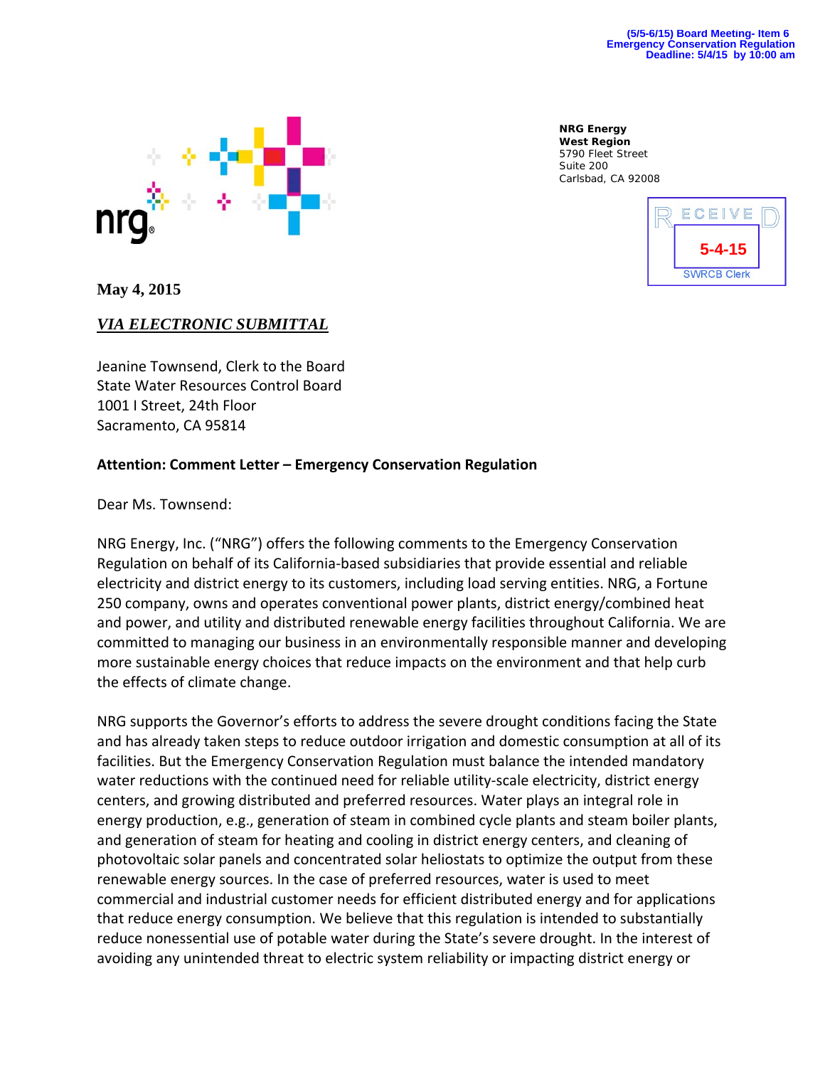(5/5-6/15) Board Meeting- Item 6
Emergency Conservation Regulation
Deadline: 5/4/15 by 10:00 am

**NRG Energy**
**West Region**
5790 Fleet Street
Suite 200
Carlsbad, CA 92008

RECEIVED
5-4-15
SWRCB Clerk

**May 4, 2015**

***VIA ELECTRONIC SUBMITTAL***

Jeanine Townsend, Clerk to the Board
State Water Resources Control Board
1001 I Street, 24th Floor
Sacramento, CA 95814

**Attention: Comment Letter – Emergency Conservation Regulation**

Dear Ms. Townsend:

NRG Energy, Inc. ("NRG") offers the following comments to the Emergency Conservation Regulation on behalf of its California-based subsidiaries that provide essential and reliable electricity and district energy to its customers, including load serving entities. NRG, a Fortune 250 company, owns and operates conventional power plants, district energy/combined heat and power, and utility and distributed renewable energy facilities throughout California. We are committed to managing our business in an environmentally responsible manner and developing more sustainable energy choices that reduce impacts on the environment and that help curb the effects of climate change.

NRG supports the Governor's efforts to address the severe drought conditions facing the State and has already taken steps to reduce outdoor irrigation and domestic consumption at all of its facilities. But the Emergency Conservation Regulation must balance the intended mandatory water reductions with the continued need for reliable utility-scale electricity, district energy centers, and growing distributed and preferred resources. Water plays an integral role in energy production, e.g., generation of steam in combined cycle plants and steam boiler plants, and generation of steam for heating and cooling in district energy centers, and cleaning of photovoltaic solar panels and concentrated solar heliostats to optimize the output from these renewable energy sources. In the case of preferred resources, water is used to meet commercial and industrial customer needs for efficient distributed energy and for applications that reduce energy consumption. We believe that this regulation is intended to substantially reduce nonessential use of potable water during the State's severe drought. In the interest of avoiding any unintended threat to electric system reliability or impacting district energy or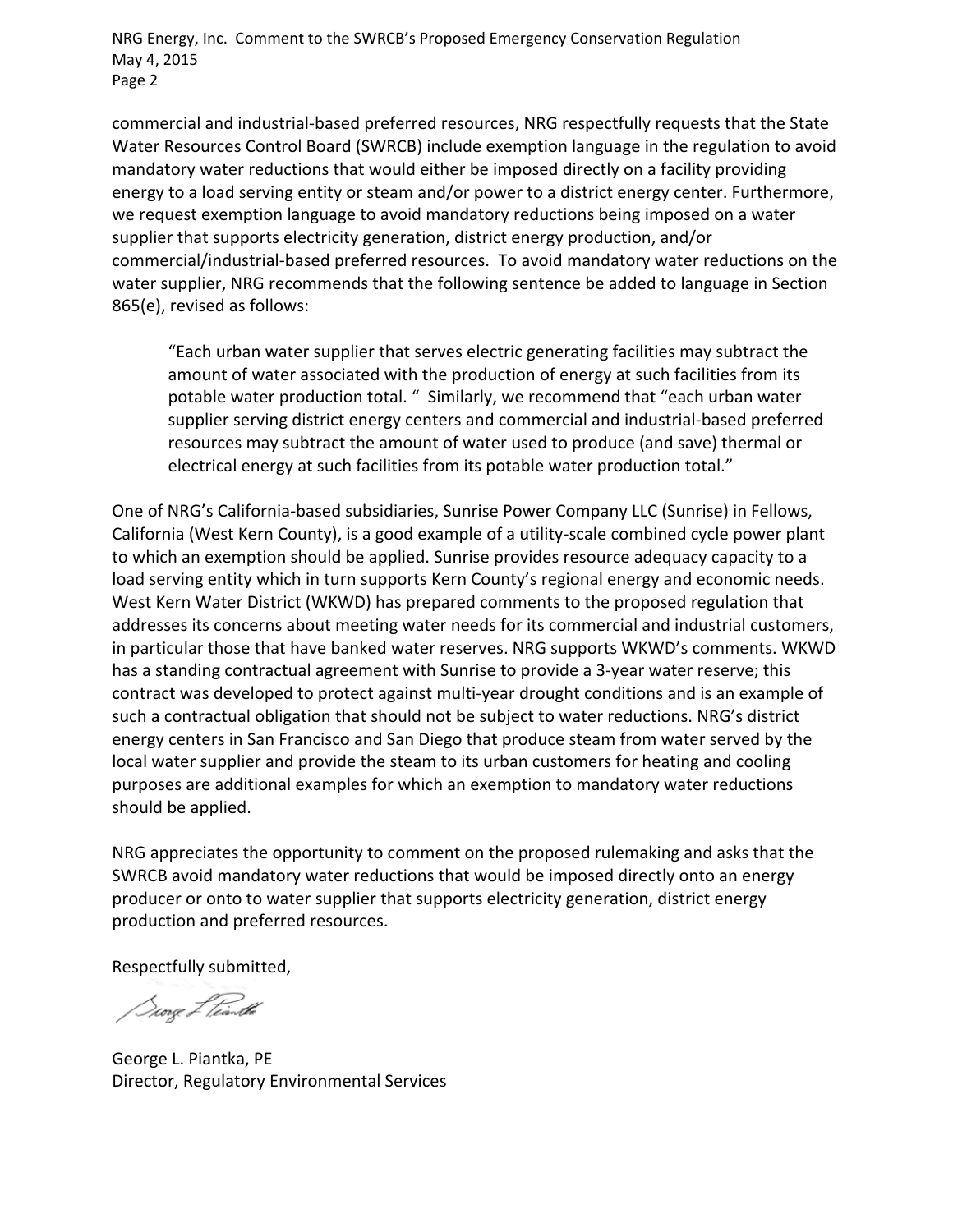commercial and industrial-based preferred resources, NRG respectfully requests that the State Water Resources Control Board (SWRCB) include exemption language in the regulation to avoid mandatory water reductions that would either be imposed directly on a facility providing energy to a load serving entity or steam and/or power to a district energy center. Furthermore, we request exemption language to avoid mandatory reductions being imposed on a water supplier that supports electricity generation, district energy production, and/or commercial/industrial-based preferred resources. To avoid mandatory water reductions on the water supplier, NRG recommends that the following sentence be added to language in Section 865(e), revised as follows:

> "Each urban water supplier that serves electric generating facilities may subtract the amount of water associated with the production of energy at such facilities from its potable water production total. " Similarly, we recommend that "each urban water supplier serving district energy centers and commercial and industrial-based preferred resources may subtract the amount of water used to produce (and save) thermal or electrical energy at such facilities from its potable water production total."

One of NRG's California-based subsidiaries, Sunrise Power Company LLC (Sunrise) in Fellows, California (West Kern County), is a good example of a utility-scale combined cycle power plant to which an exemption should be applied. Sunrise provides resource adequacy capacity to a load serving entity which in turn supports Kern County's regional energy and economic needs. West Kern Water District (WKWD) has prepared comments to the proposed regulation that addresses its concerns about meeting water needs for its commercial and industrial customers, in particular those that have banked water reserves. NRG supports WKWD's comments. WKWD has a standing contractual agreement with Sunrise to provide a 3-year water reserve; this contract was developed to protect against multi-year drought conditions and is an example of such a contractual obligation that should not be subject to water reductions. NRG's district energy centers in San Francisco and San Diego that produce steam from water served by the local water supplier and provide the steam to its urban customers for heating and cooling purposes are additional examples for which an exemption to mandatory water reductions should be applied.

NRG appreciates the opportunity to comment on the proposed rulemaking and asks that the SWRCB avoid mandatory water reductions that would be imposed directly onto an energy producer or onto to water supplier that supports electricity generation, district energy production and preferred resources.

Respectfully submitted,

George L. Piantka, PE
Director, Regulatory Environmental Services